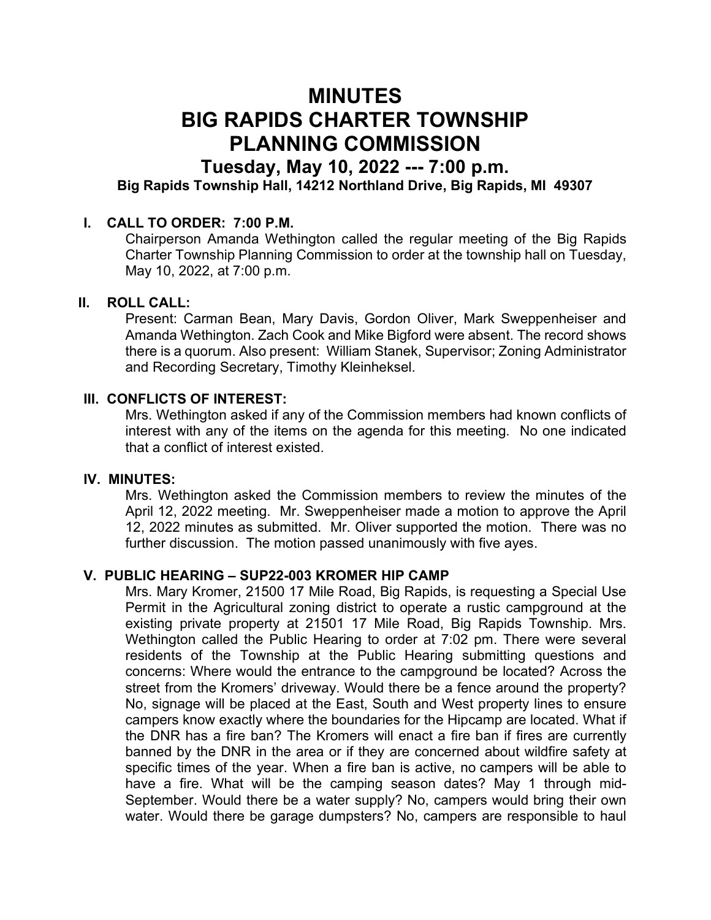# MINUTES
# BIG RAPIDS CHARTER TOWNSHIP
# PLANNING COMMISSION

## Tuesday, May 10, 2022 --- 7:00 p.m.

**Big Rapids Township Hall, 14212 Northland Drive, Big Rapids, MI 49307**

### I. CALL TO ORDER: 7:00 P.M.

Chairperson Amanda Wethington called the regular meeting of the Big Rapids Charter Township Planning Commission to order at the township hall on Tuesday, May 10, 2022, at 7:00 p.m.

### II. ROLL CALL:

Present: Carman Bean, Mary Davis, Gordon Oliver, Mark Sweppenheiser and Amanda Wethington. Zach Cook and Mike Bigford were absent. The record shows there is a quorum. Also present: William Stanek, Supervisor; Zoning Administrator and Recording Secretary, Timothy Kleinheksel.

### III. CONFLICTS OF INTEREST:

Mrs. Wethington asked if any of the Commission members had known conflicts of interest with any of the items on the agenda for this meeting. No one indicated that a conflict of interest existed.

### IV. MINUTES:

Mrs. Wethington asked the Commission members to review the minutes of the April 12, 2022 meeting. Mr. Sweppenheiser made a motion to approve the April 12, 2022 minutes as submitted. Mr. Oliver supported the motion. There was no further discussion. The motion passed unanimously with five ayes.

### V. PUBLIC HEARING – SUP22-003 KROMER HIP CAMP

Mrs. Mary Kromer, 21500 17 Mile Road, Big Rapids, is requesting a Special Use Permit in the Agricultural zoning district to operate a rustic campground at the existing private property at 21501 17 Mile Road, Big Rapids Township. Mrs. Wethington called the Public Hearing to order at 7:02 pm. There were several residents of the Township at the Public Hearing submitting questions and concerns: Where would the entrance to the campground be located? Across the street from the Kromers' driveway. Would there be a fence around the property? No, signage will be placed at the East, South and West property lines to ensure campers know exactly where the boundaries for the Hipcamp are located. What if the DNR has a fire ban? The Kromers will enact a fire ban if fires are currently banned by the DNR in the area or if they are concerned about wildfire safety at specific times of the year. When a fire ban is active, no campers will be able to have a fire. What will be the camping season dates? May 1 through mid-September. Would there be a water supply? No, campers would bring their own water. Would there be garage dumpsters? No, campers are responsible to haul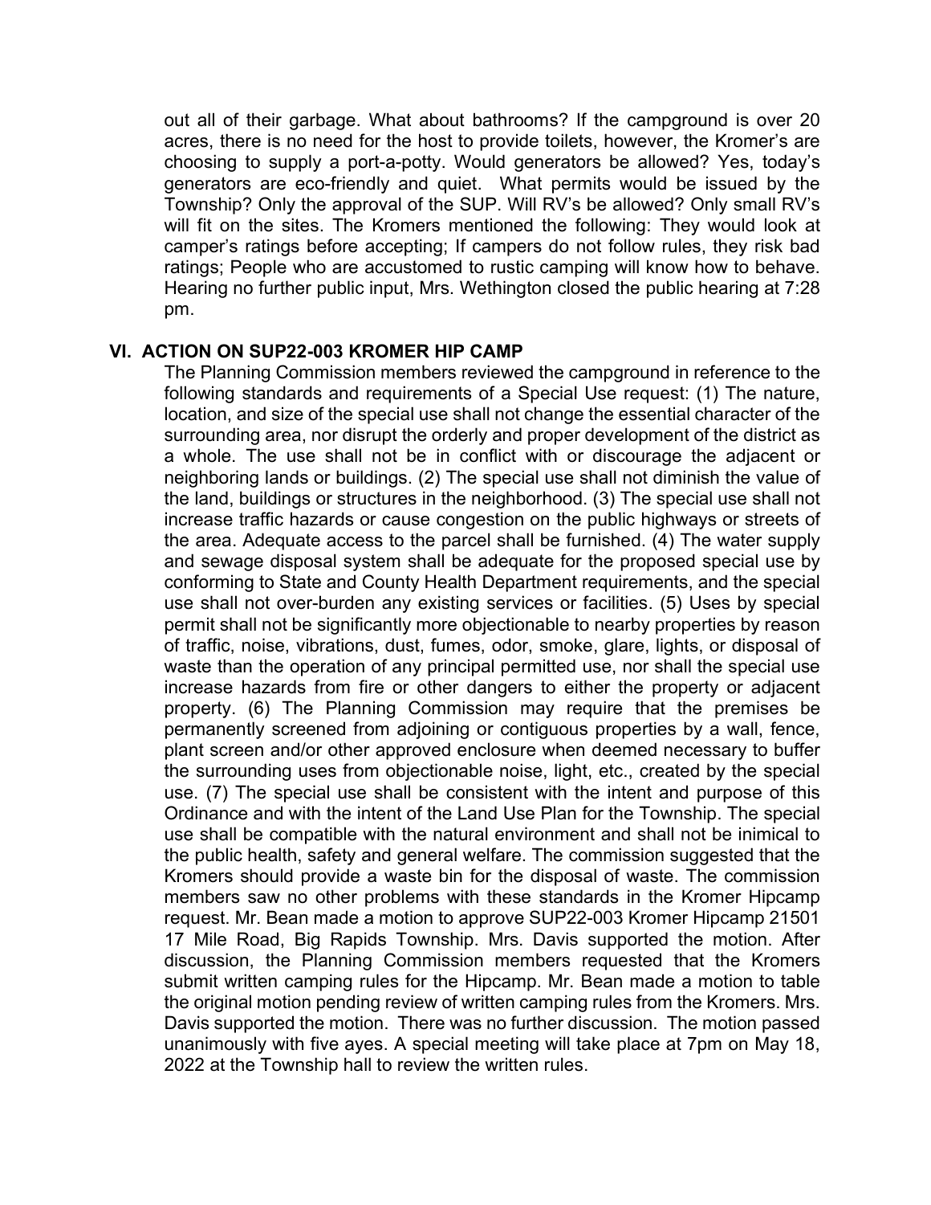out all of their garbage. What about bathrooms? If the campground is over 20 acres, there is no need for the host to provide toilets, however, the Kromer's are choosing to supply a port-a-potty. Would generators be allowed? Yes, today's generators are eco-friendly and quiet. What permits would be issued by the Township? Only the approval of the SUP. Will RV's be allowed? Only small RV's will fit on the sites. The Kromers mentioned the following: They would look at camper's ratings before accepting; If campers do not follow rules, they risk bad ratings; People who are accustomed to rustic camping will know how to behave. Hearing no further public input, Mrs. Wethington closed the public hearing at 7:28 pm.

## VI. ACTION ON SUP22-003 KROMER HIP CAMP

The Planning Commission members reviewed the campground in reference to the following standards and requirements of a Special Use request: (1) The nature, location, and size of the special use shall not change the essential character of the surrounding area, nor disrupt the orderly and proper development of the district as a whole. The use shall not be in conflict with or discourage the adjacent or neighboring lands or buildings. (2) The special use shall not diminish the value of the land, buildings or structures in the neighborhood. (3) The special use shall not increase traffic hazards or cause congestion on the public highways or streets of the area. Adequate access to the parcel shall be furnished. (4) The water supply and sewage disposal system shall be adequate for the proposed special use by conforming to State and County Health Department requirements, and the special use shall not over-burden any existing services or facilities. (5) Uses by special permit shall not be significantly more objectionable to nearby properties by reason of traffic, noise, vibrations, dust, fumes, odor, smoke, glare, lights, or disposal of waste than the operation of any principal permitted use, nor shall the special use increase hazards from fire or other dangers to either the property or adjacent property. (6) The Planning Commission may require that the premises be permanently screened from adjoining or contiguous properties by a wall, fence, plant screen and/or other approved enclosure when deemed necessary to buffer the surrounding uses from objectionable noise, light, etc., created by the special use. (7) The special use shall be consistent with the intent and purpose of this Ordinance and with the intent of the Land Use Plan for the Township. The special use shall be compatible with the natural environment and shall not be inimical to the public health, safety and general welfare. The commission suggested that the Kromers should provide a waste bin for the disposal of waste. The commission members saw no other problems with these standards in the Kromer Hipcamp request. Mr. Bean made a motion to approve SUP22-003 Kromer Hipcamp 21501 17 Mile Road, Big Rapids Township. Mrs. Davis supported the motion. After discussion, the Planning Commission members requested that the Kromers submit written camping rules for the Hipcamp. Mr. Bean made a motion to table the original motion pending review of written camping rules from the Kromers. Mrs. Davis supported the motion. There was no further discussion. The motion passed unanimously with five ayes. A special meeting will take place at 7pm on May 18, 2022 at the Township hall to review the written rules.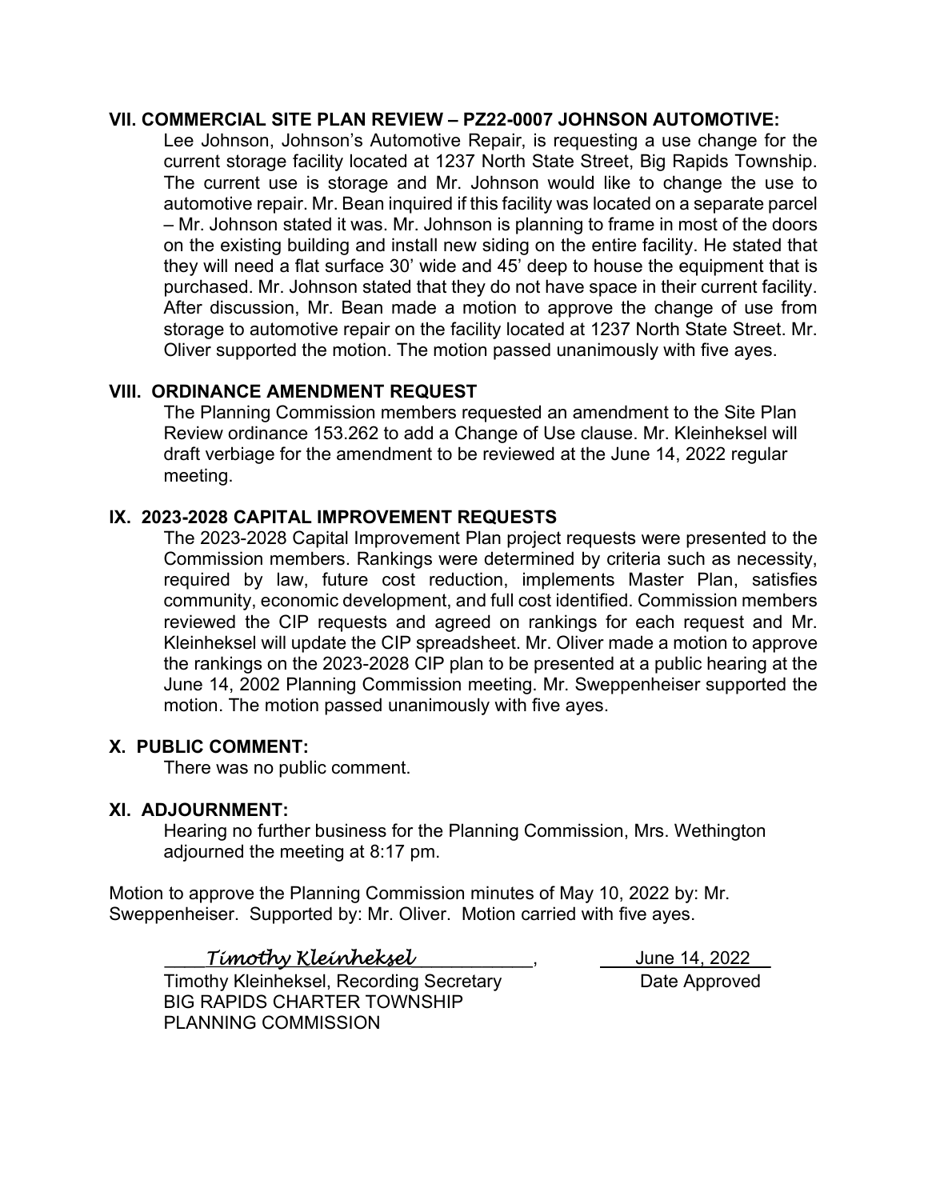## VII. COMMERCIAL SITE PLAN REVIEW – PZ22-0007 JOHNSON AUTOMOTIVE:

Lee Johnson, Johnson's Automotive Repair, is requesting a use change for the current storage facility located at 1237 North State Street, Big Rapids Township. The current use is storage and Mr. Johnson would like to change the use to automotive repair. Mr. Bean inquired if this facility was located on a separate parcel – Mr. Johnson stated it was. Mr. Johnson is planning to frame in most of the doors on the existing building and install new siding on the entire facility. He stated that they will need a flat surface 30' wide and 45' deep to house the equipment that is purchased. Mr. Johnson stated that they do not have space in their current facility. After discussion, Mr. Bean made a motion to approve the change of use from storage to automotive repair on the facility located at 1237 North State Street. Mr. Oliver supported the motion. The motion passed unanimously with five ayes.

## VIII. ORDINANCE AMENDMENT REQUEST

The Planning Commission members requested an amendment to the Site Plan Review ordinance 153.262 to add a Change of Use clause. Mr. Kleinheksel will draft verbiage for the amendment to be reviewed at the June 14, 2022 regular meeting.

## IX. 2023-2028 CAPITAL IMPROVEMENT REQUESTS

The 2023-2028 Capital Improvement Plan project requests were presented to the Commission members. Rankings were determined by criteria such as necessity, required by law, future cost reduction, implements Master Plan, satisfies community, economic development, and full cost identified. Commission members reviewed the CIP requests and agreed on rankings for each request and Mr. Kleinheksel will update the CIP spreadsheet. Mr. Oliver made a motion to approve the rankings on the 2023-2028 CIP plan to be presented at a public hearing at the June 14, 2002 Planning Commission meeting. Mr. Sweppenheiser supported the motion. The motion passed unanimously with five ayes.

## X. PUBLIC COMMENT:

There was no public comment.

## XI. ADJOURNMENT:

Hearing no further business for the Planning Commission, Mrs. Wethington adjourned the meeting at 8:17 pm.

Motion to approve the Planning Commission minutes of May 10, 2022 by: Mr. Sweppenheiser. Supported by: Mr. Oliver. Motion carried with five ayes.

*Timothy Kleinheksel*, June 14, 2022

Timothy Kleinheksel, Recording Secretary — Date Approved
BIG RAPIDS CHARTER TOWNSHIP
PLANNING COMMISSION